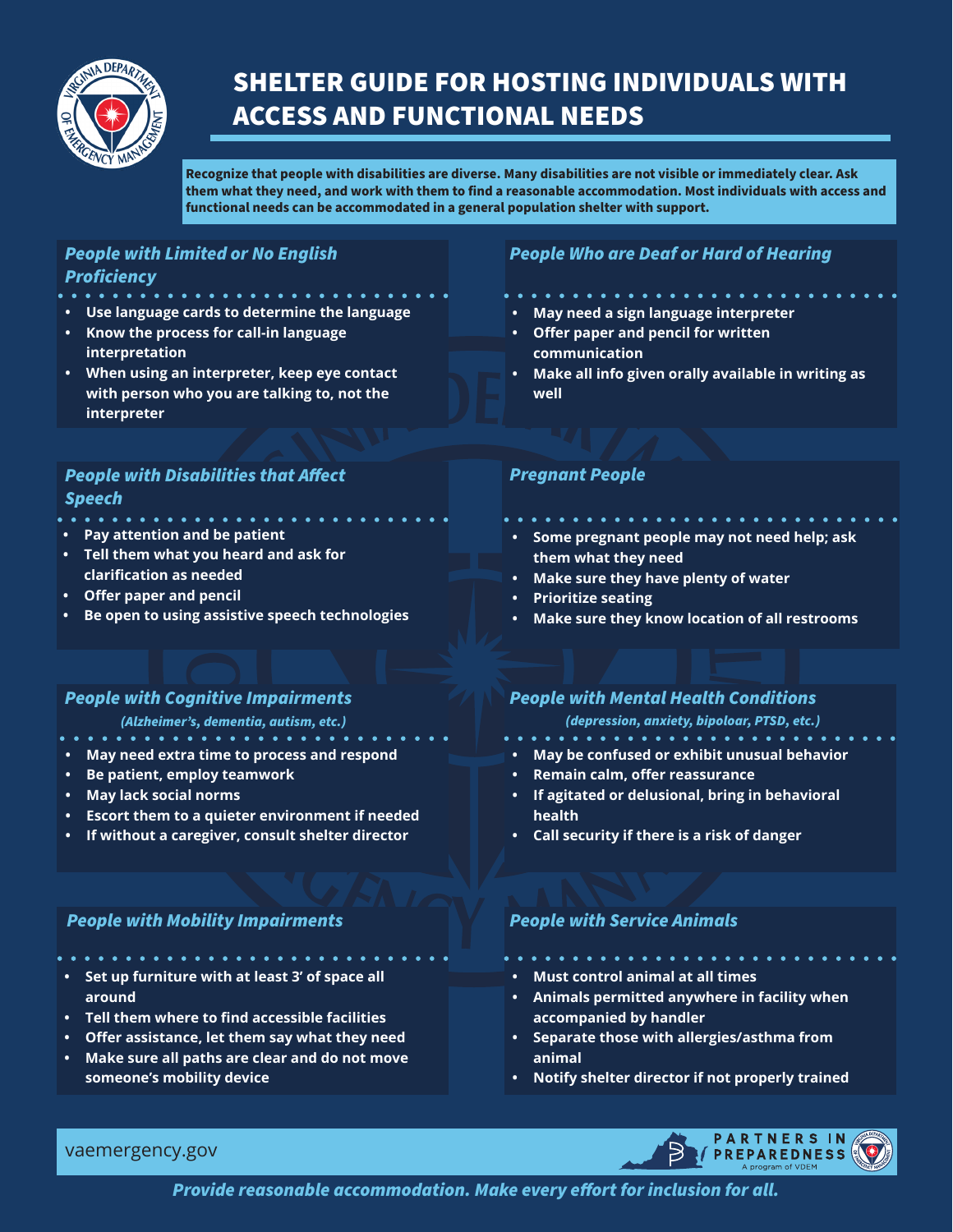# SHELTER GUIDE FOR HOSTING INDIVIDUALS WITH ACCESS AND FUNCTIONAL NEEDS

**Recognize that people with disabilities are diverse. Many disabilities are not visible or immediately clear. Ask them what they need, and work with them to find a reasonable accommodation. Most individuals with access and functional needs can be accommodated in a general population shelter with support.**

## *People with Limited or No English Proficiency*

- Use language cards to determine the language
- Know the process for call-in language interpretation
- When using an interpreter, keep eye contact with person who you are talking to, not the interpreter

## *People Who are Deaf or Hard of Hearing*

- May need a sign language interpreter
- Offer paper and pencil for written communication
- Make all info given orally available in writing as well

## *People with Disabilities that Affect Speech*

- Pay attention and be patient
- Tell them what you heard and ask for clarification as needed
- Offer paper and pencil
- Be open to using assistive speech technologies

## *Pregnant People*

- Some pregnant people may not need help; ask them what they need
- Make sure they have plenty of water
- Prioritize seating
- Make sure they know location of all restrooms

## *People with Cognitive Impairments*

*(Alzheimer's, dementia, autism, etc.)*

- May need extra time to process and respond
- Be patient, employ teamwork
- May lack social norms
- Escort them to a quieter environment if needed
- If without a caregiver, consult shelter director

## *People with Mental Health Conditions*

*(depression, anxiety, bipoloar, PTSD, etc.)*

- May be confused or exhibit unusual behavior
- Remain calm, offer reassurance
- If agitated or delusional, bring in behavioral health
- Call security if there is a risk of danger

## *People with Mobility Impairments*

- Set up furniture with at least 3' of space all around
- Tell them where to find accessible facilities
- Offer assistance, let them say what they need
- Make sure all paths are clear and do not move someone's mobility device

## *People with Service Animals*

- Must control animal at all times
- Animals permitted anywhere in facility when accompanied by handler
- Separate those with allergies/asthma from animal
- Notify shelter director if not properly trained

vaemergency.gov

PARTNERS IN PREPAREDNESS
A program of VDEM

***Provide reasonable accommodation. Make every effort for inclusion for all.***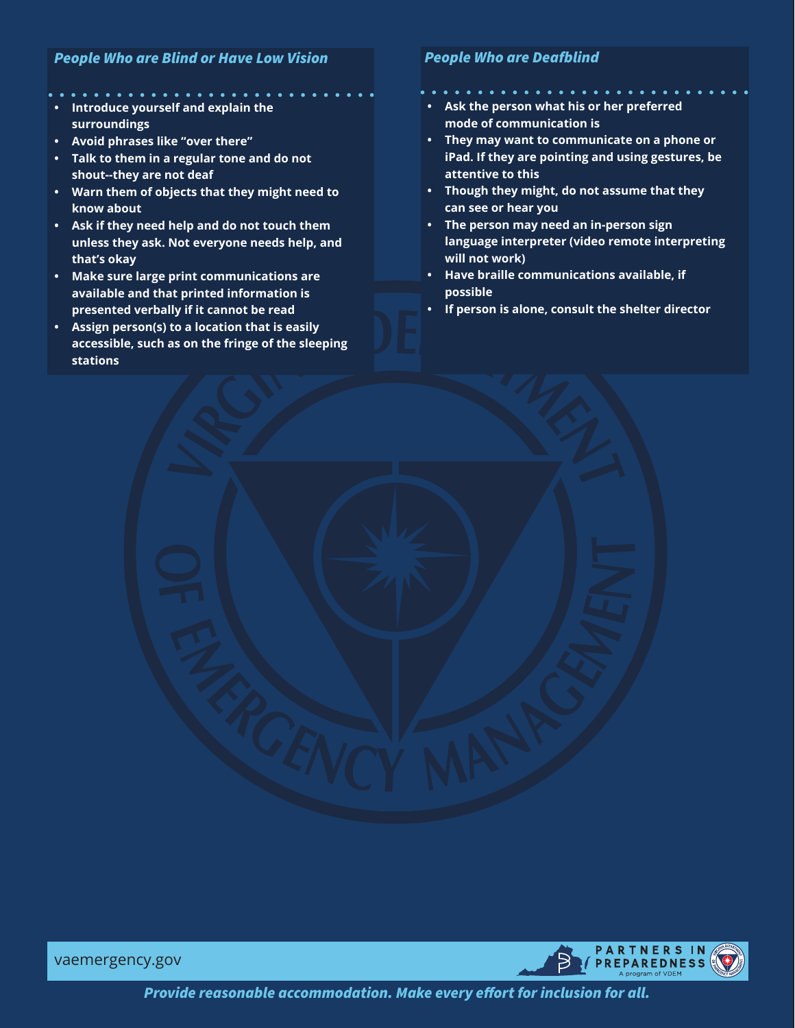### *People Who are Blind or Have Low Vision*

- **Introduce yourself and explain the surroundings**
- **Avoid phrases like "over there"**
- **Talk to them in a regular tone and do not shout--they are not deaf**
- **Warn them of objects that they might need to know about**
- **Ask if they need help and do not touch them unless they ask. Not everyone needs help, and that's okay**
- **Make sure large print communications are available and that printed information is presented verbally if it cannot be read**
- **Assign person(s) to a location that is easily accessible, such as on the fringe of the sleeping stations**

### *People Who are Deafblind*

- **Ask the person what his or her preferred mode of communication is**
- **They may want to communicate on a phone or iPad. If they are pointing and using gestures, be attentive to this**
- **Though they might, do not assume that they can see or hear you**
- **The person may need an in-person sign language interpreter (video remote interpreting will not work)**
- **Have braille communications available, if possible**
- **If person is alone, consult the shelter director**

vaemergency.gov

PARTNERS IN PREPAREDNESS
A program of VDEM

***Provide reasonable accommodation. Make every effort for inclusion for all.***